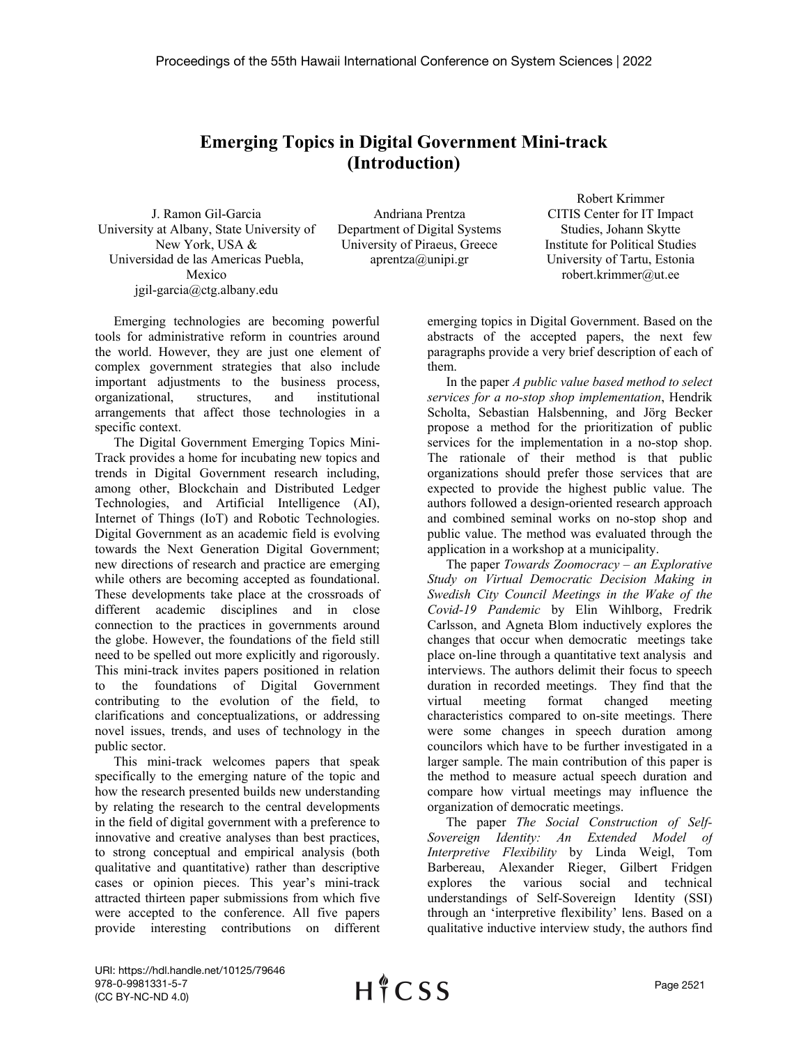# Emerging Topics in Digital Government Mini-track (Introduction)

J. Ramon Gil-Garcia
University at Albany, State University of New York, USA &
Universidad de las Americas Puebla, Mexico
jgil-garcia@ctg.albany.edu

Andriana Prentza
Department of Digital Systems
University of Piraeus, Greece
aprentza@unipi.gr

Robert Krimmer
CITIS Center for IT Impact Studies, Johann Skytte Institute for Political Studies
University of Tartu, Estonia
robert.krimmer@ut.ee

Emerging technologies are becoming powerful tools for administrative reform in countries around the world. However, they are just one element of complex government strategies that also include important adjustments to the business process, organizational, structures, and institutional arrangements that affect those technologies in a specific context.

The Digital Government Emerging Topics Mini-Track provides a home for incubating new topics and trends in Digital Government research including, among other, Blockchain and Distributed Ledger Technologies, and Artificial Intelligence (AI), Internet of Things (IoT) and Robotic Technologies. Digital Government as an academic field is evolving towards the Next Generation Digital Government; new directions of research and practice are emerging while others are becoming accepted as foundational. These developments take place at the crossroads of different academic disciplines and in close connection to the practices in governments around the globe. However, the foundations of the field still need to be spelled out more explicitly and rigorously. This mini-track invites papers positioned in relation to the foundations of Digital Government contributing to the evolution of the field, to clarifications and conceptualizations, or addressing novel issues, trends, and uses of technology in the public sector.

This mini-track welcomes papers that speak specifically to the emerging nature of the topic and how the research presented builds new understanding by relating the research to the central developments in the field of digital government with a preference to innovative and creative analyses than best practices, to strong conceptual and empirical analysis (both qualitative and quantitative) rather than descriptive cases or opinion pieces. This year's mini-track attracted thirteen paper submissions from which five were accepted to the conference. All five papers provide interesting contributions on different emerging topics in Digital Government. Based on the abstracts of the accepted papers, the next few paragraphs provide a very brief description of each of them.

In the paper *A public value based method to select services for a no-stop shop implementation*, Hendrik Scholta, Sebastian Halsbenning, and Jörg Becker propose a method for the prioritization of public services for the implementation in a no-stop shop. The rationale of their method is that public organizations should prefer those services that are expected to provide the highest public value. The authors followed a design-oriented research approach and combined seminal works on no-stop shop and public value. The method was evaluated through the application in a workshop at a municipality.

The paper *Towards Zoomocracy – an Explorative Study on Virtual Democratic Decision Making in Swedish City Council Meetings in the Wake of the Covid-19 Pandemic* by Elin Wihlborg, Fredrik Carlsson, and Agneta Blom inductively explores the changes that occur when democratic meetings take place on-line through a quantitative text analysis and interviews. The authors delimit their focus to speech duration in recorded meetings. They find that the virtual meeting format changed meeting characteristics compared to on-site meetings. There were some changes in speech duration among councilors which have to be further investigated in a larger sample. The main contribution of this paper is the method to measure actual speech duration and compare how virtual meetings may influence the organization of democratic meetings.

The paper *The Social Construction of Self-Sovereign Identity: An Extended Model of Interpretive Flexibility* by Linda Weigl, Tom Barbereau, Alexander Rieger, Gilbert Fridgen explores the various social and technical understandings of Self-Sovereign Identity (SSI) through an 'interpretive flexibility' lens. Based on a qualitative inductive interview study, the authors find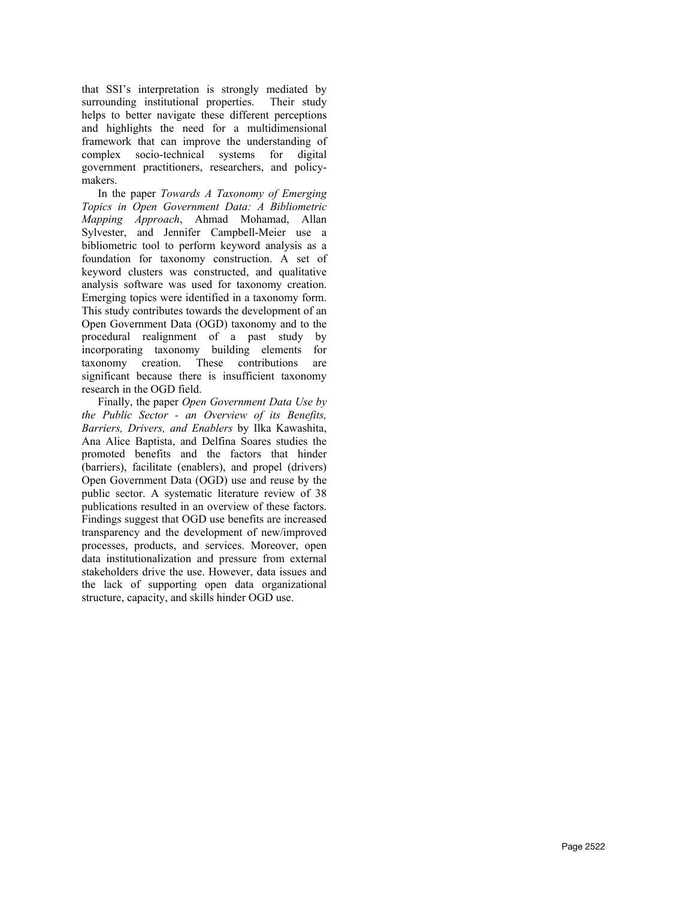that SSI's interpretation is strongly mediated by surrounding institutional properties. Their study helps to better navigate these different perceptions and highlights the need for a multidimensional framework that can improve the understanding of complex socio-technical systems for digital government practitioners, researchers, and policy-makers.

In the paper *Towards A Taxonomy of Emerging Topics in Open Government Data: A Bibliometric Mapping Approach*, Ahmad Mohamad, Allan Sylvester, and Jennifer Campbell-Meier use a bibliometric tool to perform keyword analysis as a foundation for taxonomy construction. A set of keyword clusters was constructed, and qualitative analysis software was used for taxonomy creation. Emerging topics were identified in a taxonomy form. This study contributes towards the development of an Open Government Data (OGD) taxonomy and to the procedural realignment of a past study by incorporating taxonomy building elements for taxonomy creation. These contributions are significant because there is insufficient taxonomy research in the OGD field.

Finally, the paper *Open Government Data Use by the Public Sector - an Overview of its Benefits, Barriers, Drivers, and Enablers* by Ilka Kawashita, Ana Alice Baptista, and Delfina Soares studies the promoted benefits and the factors that hinder (barriers), facilitate (enablers), and propel (drivers) Open Government Data (OGD) use and reuse by the public sector. A systematic literature review of 38 publications resulted in an overview of these factors. Findings suggest that OGD use benefits are increased transparency and the development of new/improved processes, products, and services. Moreover, open data institutionalization and pressure from external stakeholders drive the use. However, data issues and the lack of supporting open data organizational structure, capacity, and skills hinder OGD use.